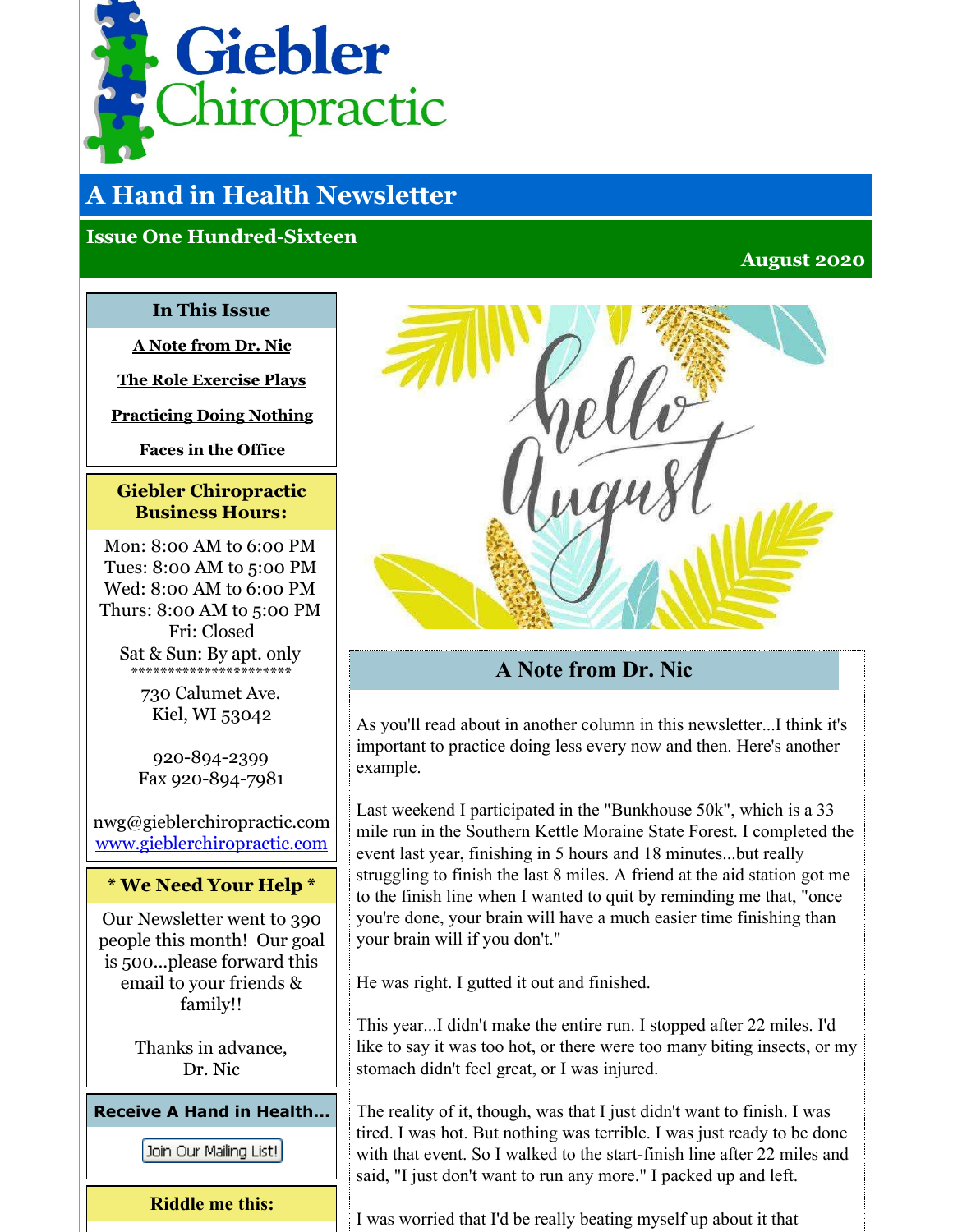# Giebler Chiropractic

## A Hand in Health Newsletter

### Issue One Hundred-Sixteen

**August 2020**

**In This Issue**

**A Note from Dr. Nic**

**The Role Exercise Plays**

**Practicing Doing Nothing**

**Faces in the Office**

**Giebler Chiropractic Business Hours:**

Mon: 8:00 AM to 6:00 PM
Tues: 8:00 AM to 5:00 PM
Wed: 8:00 AM to 6:00 PM
Thurs: 8:00 AM to 5:00 PM
Fri: Closed
Sat & Sun: By apt. only
**********************

730 Calumet Ave.
Kiel, WI 53042

920-894-2399
Fax 920-894-7981

nwg@gieblerchiropractic.com
www.gieblerchiropractic.com

**\* We Need Your Help \***

Our Newsletter went to 390 people this month! Our goal is 500...please forward this email to your friends & family!!

Thanks in advance,
Dr. Nic

**Receive A Hand in Health...**

Join Our Mailing List!

**Riddle me this:**

## A Note from Dr. Nic

As you'll read about in another column in this newsletter...I think it's important to practice doing less every now and then. Here's another example.

Last weekend I participated in the "Bunkhouse 50k", which is a 33 mile run in the Southern Kettle Moraine State Forest. I completed the event last year, finishing in 5 hours and 18 minutes...but really struggling to finish the last 8 miles. A friend at the aid station got me to the finish line when I wanted to quit by reminding me that, "once you're done, your brain will have a much easier time finishing than your brain will if you don't."

He was right. I gutted it out and finished.

This year...I didn't make the entire run. I stopped after 22 miles. I'd like to say it was too hot, or there were too many biting insects, or my stomach didn't feel great, or I was injured.

The reality of it, though, was that I just didn't want to finish. I was tired. I was hot. But nothing was terrible. I was just ready to be done with that event. So I walked to the start-finish line after 22 miles and said, "I just don't want to run any more." I packed up and left.

I was worried that I'd be really beating myself up about it that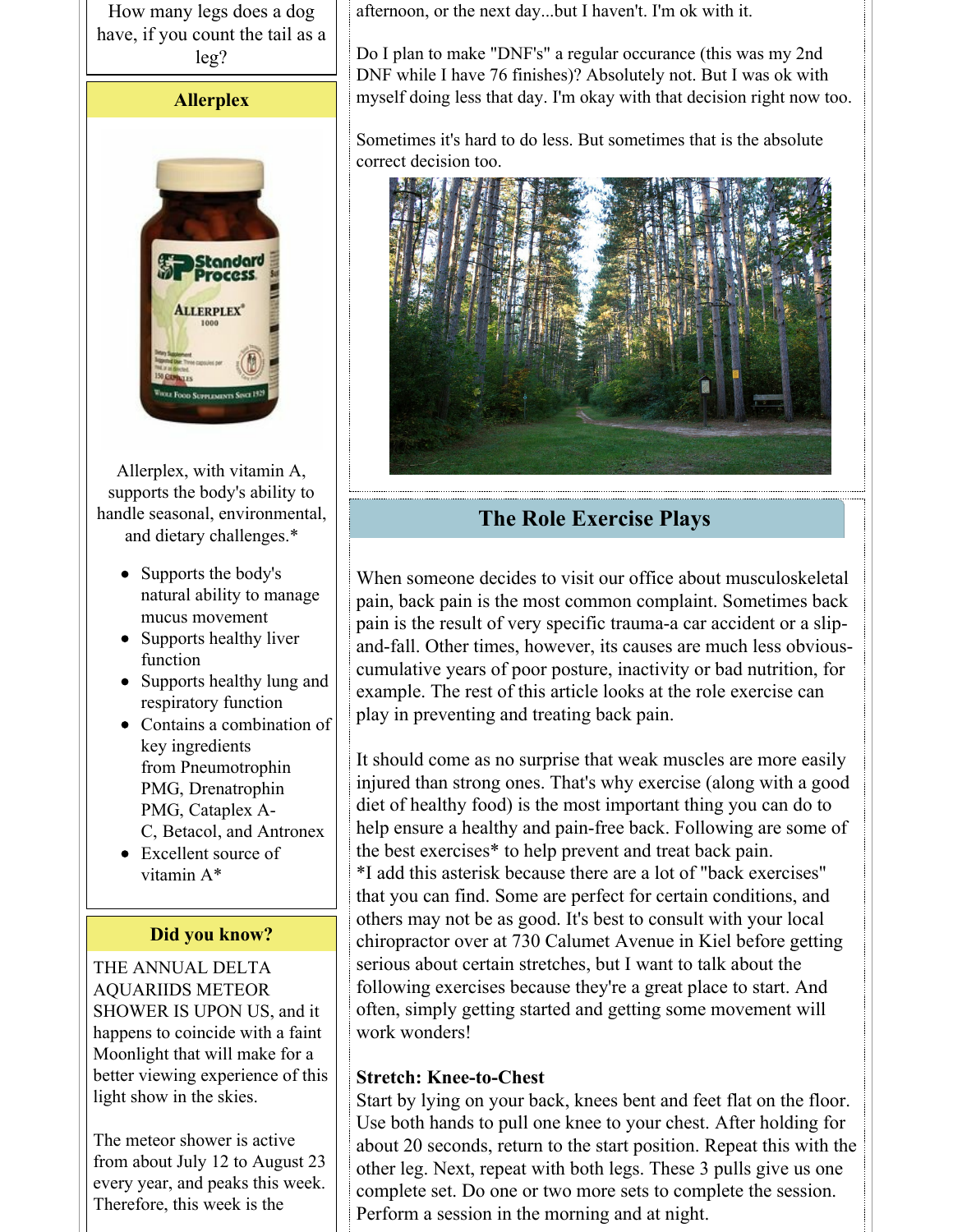How many legs does a dog have, if you count the tail as a leg?

## Allerplex

Allerplex, with vitamin A, supports the body's ability to handle seasonal, environmental, and dietary challenges.*

- Supports the body's natural ability to manage mucus movement
- Supports healthy liver function
- Supports healthy lung and respiratory function
- Contains a combination of key ingredients from Pneumotrophin PMG, Drenatrophin PMG, Cataplex A-C, Betacol, and Antronex
- Excellent source of vitamin A*

## Did you know?

THE ANNUAL DELTA AQUARIIDS METEOR SHOWER IS UPON US, and it happens to coincide with a faint Moonlight that will make for a better viewing experience of this light show in the skies.

The meteor shower is active from about July 12 to August 23 every year, and peaks this week. Therefore, this week is the

afternoon, or the next day...but I haven't. I'm ok with it.

Do I plan to make "DNF's" a regular occurance (this was my 2nd DNF while I have 76 finishes)? Absolutely not. But I was ok with myself doing less that day. I'm okay with that decision right now too.

Sometimes it's hard to do less. But sometimes that is the absolute correct decision too.

## The Role Exercise Plays

When someone decides to visit our office about musculoskeletal pain, back pain is the most common complaint. Sometimes back pain is the result of very specific trauma-a car accident or a slip-and-fall. Other times, however, its causes are much less obvious-cumulative years of poor posture, inactivity or bad nutrition, for example. The rest of this article looks at the role exercise can play in preventing and treating back pain.

It should come as no surprise that weak muscles are more easily injured than strong ones. That's why exercise (along with a good diet of healthy food) is the most important thing you can do to help ensure a healthy and pain-free back. Following are some of the best exercises* to help prevent and treat back pain.
*I add this asterisk because there are a lot of "back exercises" that you can find. Some are perfect for certain conditions, and others may not be as good. It's best to consult with your local chiropractor over at 730 Calumet Avenue in Kiel before getting serious about certain stretches, but I want to talk about the following exercises because they're a great place to start. And often, simply getting started and getting some movement will work wonders!

**Stretch: Knee-to-Chest**
Start by lying on your back, knees bent and feet flat on the floor. Use both hands to pull one knee to your chest. After holding for about 20 seconds, return to the start position. Repeat this with the other leg. Next, repeat with both legs. These 3 pulls give us one complete set. Do one or two more sets to complete the session. Perform a session in the morning and at night.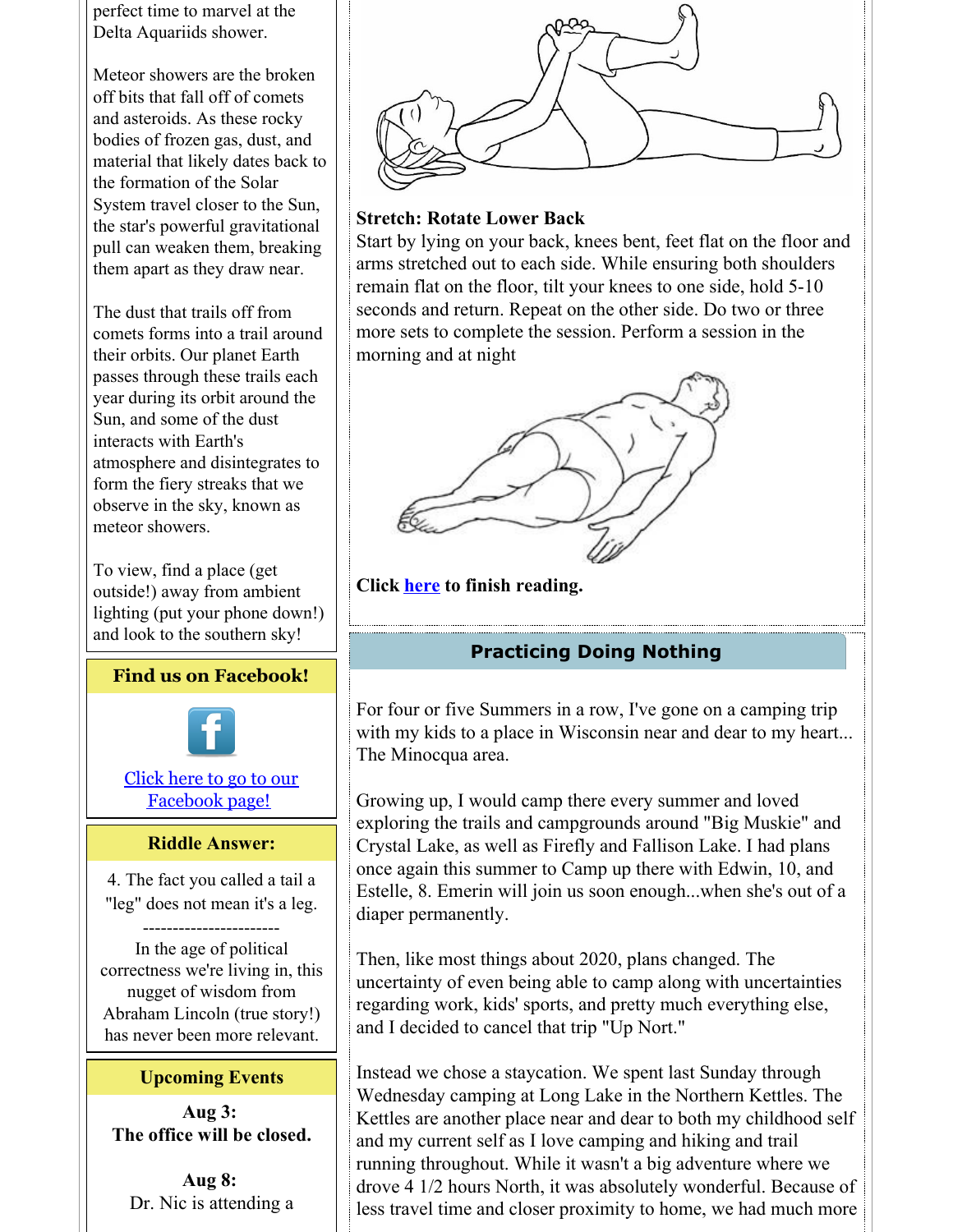perfect time to marvel at the Delta Aquariids shower.

Meteor showers are the broken off bits that fall off of comets and asteroids. As these rocky bodies of frozen gas, dust, and material that likely dates back to the formation of the Solar System travel closer to the Sun, the star's powerful gravitational pull can weaken them, breaking them apart as they draw near.

The dust that trails off from comets forms into a trail around their orbits. Our planet Earth passes through these trails each year during its orbit around the Sun, and some of the dust interacts with Earth's atmosphere and disintegrates to form the fiery streaks that we observe in the sky, known as meteor showers.

To view, find a place (get outside!) away from ambient lighting (put your phone down!) and look to the southern sky!

## Find us on Facebook!

Click here to go to our Facebook page!

## Riddle Answer:

4. The fact you called a tail a "leg" does not mean it's a leg.

-----------------------

In the age of political correctness we're living in, this nugget of wisdom from Abraham Lincoln (true story!) has never been more relevant.

## Upcoming Events

**Aug 3:**
**The office will be closed.**

**Aug 8:**
Dr. Nic is attending a

**Stretch: Rotate Lower Back**
Start by lying on your back, knees bent, feet flat on the floor and arms stretched out to each side. While ensuring both shoulders remain flat on the floor, tilt your knees to one side, hold 5-10 seconds and return. Repeat on the other side. Do two or three more sets to complete the session. Perform a session in the morning and at night

**Click here to finish reading.**

## Practicing Doing Nothing

For four or five Summers in a row, I've gone on a camping trip with my kids to a place in Wisconsin near and dear to my heart... The Minocqua area.

Growing up, I would camp there every summer and loved exploring the trails and campgrounds around "Big Muskie" and Crystal Lake, as well as Firefly and Fallison Lake. I had plans once again this summer to Camp up there with Edwin, 10, and Estelle, 8. Emerin will join us soon enough...when she's out of a diaper permanently.

Then, like most things about 2020, plans changed. The uncertainty of even being able to camp along with uncertainties regarding work, kids' sports, and pretty much everything else, and I decided to cancel that trip "Up Nort."

Instead we chose a staycation. We spent last Sunday through Wednesday camping at Long Lake in the Northern Kettles. The Kettles are another place near and dear to both my childhood self and my current self as I love camping and hiking and trail running throughout. While it wasn't a big adventure where we drove 4 1/2 hours North, it was absolutely wonderful. Because of less travel time and closer proximity to home, we had much more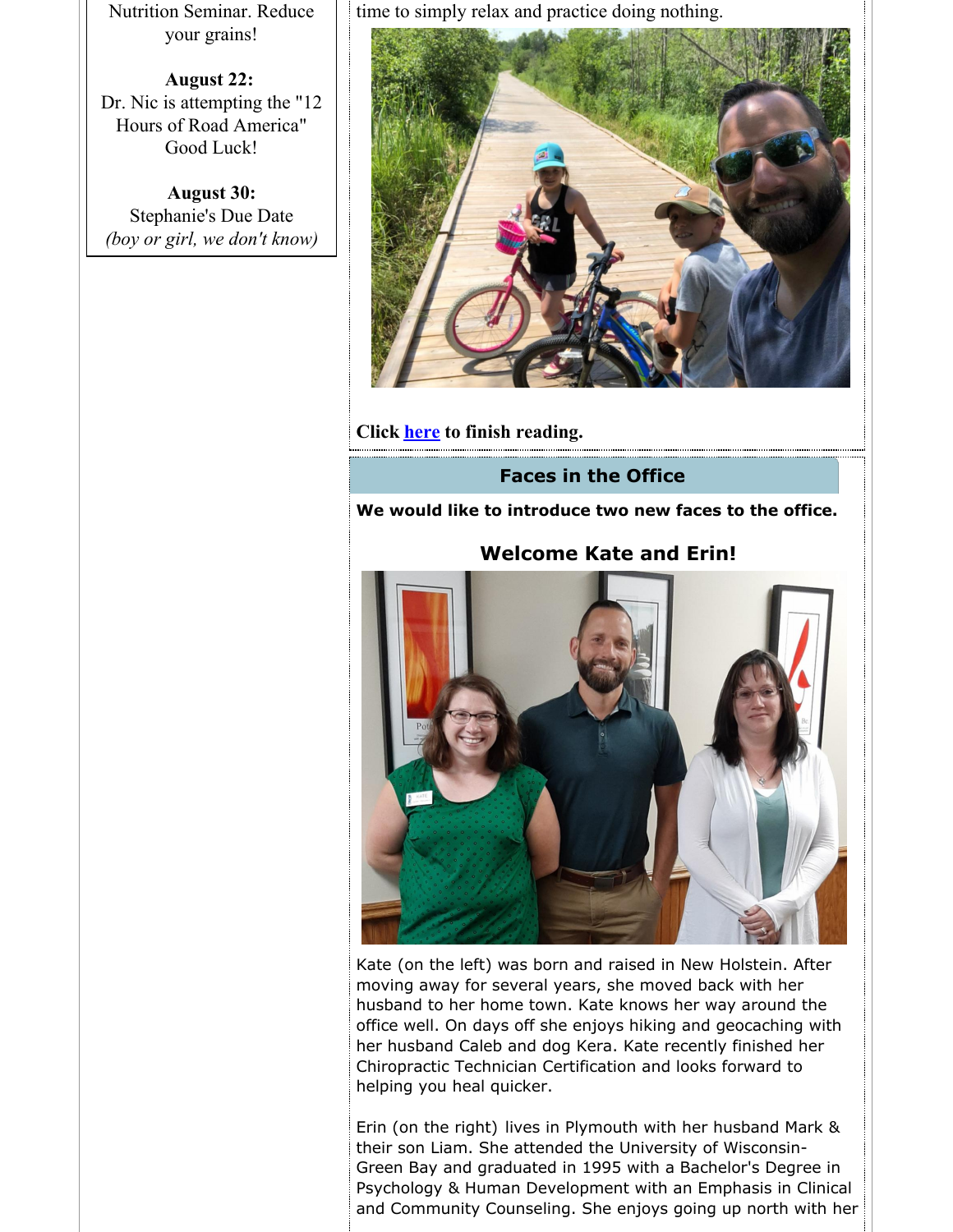Nutrition Seminar. Reduce your grains!

**August 22:**
Dr. Nic is attempting the "12 Hours of Road America" Good Luck!

**August 30:**
Stephanie's Due Date
*(boy or girl, we don't know)*

time to simply relax and practice doing nothing.

**Click here to finish reading.**

## Faces in the Office

**We would like to introduce two new faces to the office.**

### Welcome Kate and Erin!

Kate (on the left) was born and raised in New Holstein. After moving away for several years, she moved back with her husband to her home town. Kate knows her way around the office well. On days off she enjoys hiking and geocaching with her husband Caleb and dog Kera. Kate recently finished her Chiropractic Technician Certification and looks forward to helping you heal quicker.

Erin (on the right) lives in Plymouth with her husband Mark & their son Liam. She attended the University of Wisconsin-Green Bay and graduated in 1995 with a Bachelor's Degree in Psychology & Human Development with an Emphasis in Clinical and Community Counseling. She enjoys going up north with her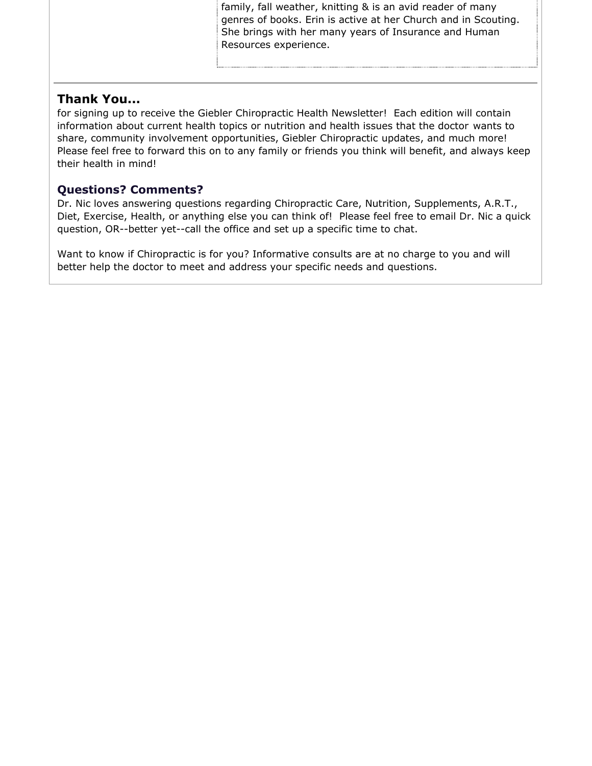family, fall weather, knitting & is an avid reader of many genres of books. Erin is active at her Church and in Scouting. She brings with her many years of Insurance and Human Resources experience.

---

## Thank You...

for signing up to receive the Giebler Chiropractic Health Newsletter! Each edition will contain information about current health topics or nutrition and health issues that the doctor wants to share, community involvement opportunities, Giebler Chiropractic updates, and much more! Please feel free to forward this on to any family or friends you think will benefit, and always keep their health in mind!

## Questions? Comments?

Dr. Nic loves answering questions regarding Chiropractic Care, Nutrition, Supplements, A.R.T., Diet, Exercise, Health, or anything else you can think of! Please feel free to email Dr. Nic a quick question, OR--better yet--call the office and set up a specific time to chat.

Want to know if Chiropractic is for you? Informative consults are at no charge to you and will better help the doctor to meet and address your specific needs and questions.